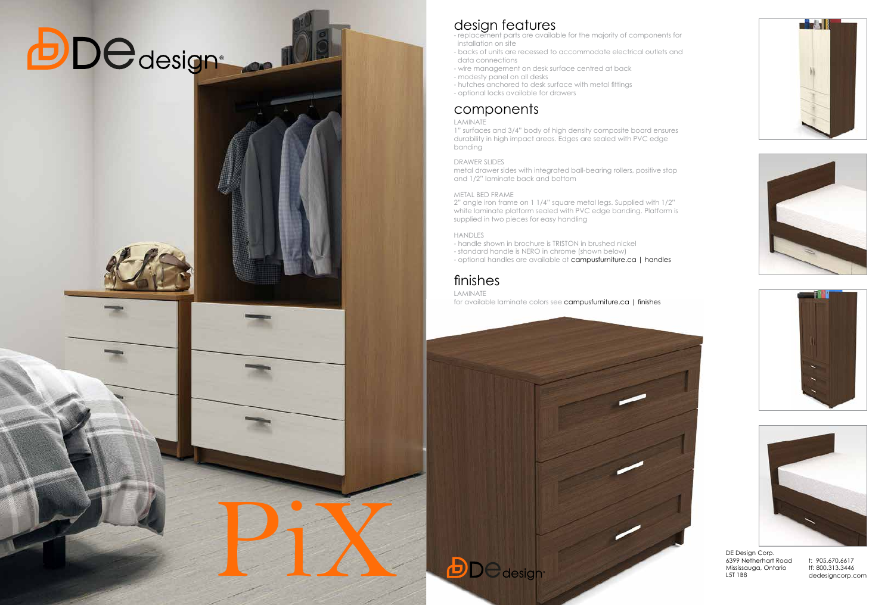# DE design®

# PiX

## design features

- replacement parts are available for the majority of components for installation on site
- backs of units are recessed to accommodate electrical outlets and data connections
- wire management on desk surface centred at back
- modesty panel on all desks
- hutches anchored to desk surface with metal fittings
- optional locks available for drawers

## components

LAMINATE

1" surfaces and 3/4" body of high density composite board ensures durability in high impact areas. Edges are sealed with PVC edge banding

DRAWER SLIDES

metal drawer sides with integrated ball-bearing rollers, positive stop and 1/2" laminate back and bottom

METAL BED FRAME

2" angle iron frame on 1 1/4" square metal legs. Supplied with 1/2" white laminate platform sealed with PVC edge banding. Platform is supplied in two pieces for easy handling

HANDLES

- handle shown in brochure is TRISTON in brushed nickel
- standard handle is NERO in chrome (shown below)
- optional handles are available at campusfurniture.ca | handles

## finishes

LAMINATE

for available laminate colors see campusfurniture.ca | finishes

DE design

DE Design Corp.
6399 Netherhart Road
Mississauga, Ontario
L5T 1B8

t: 905.670.6617
tf: 800.313.3446
dedesigncorp.com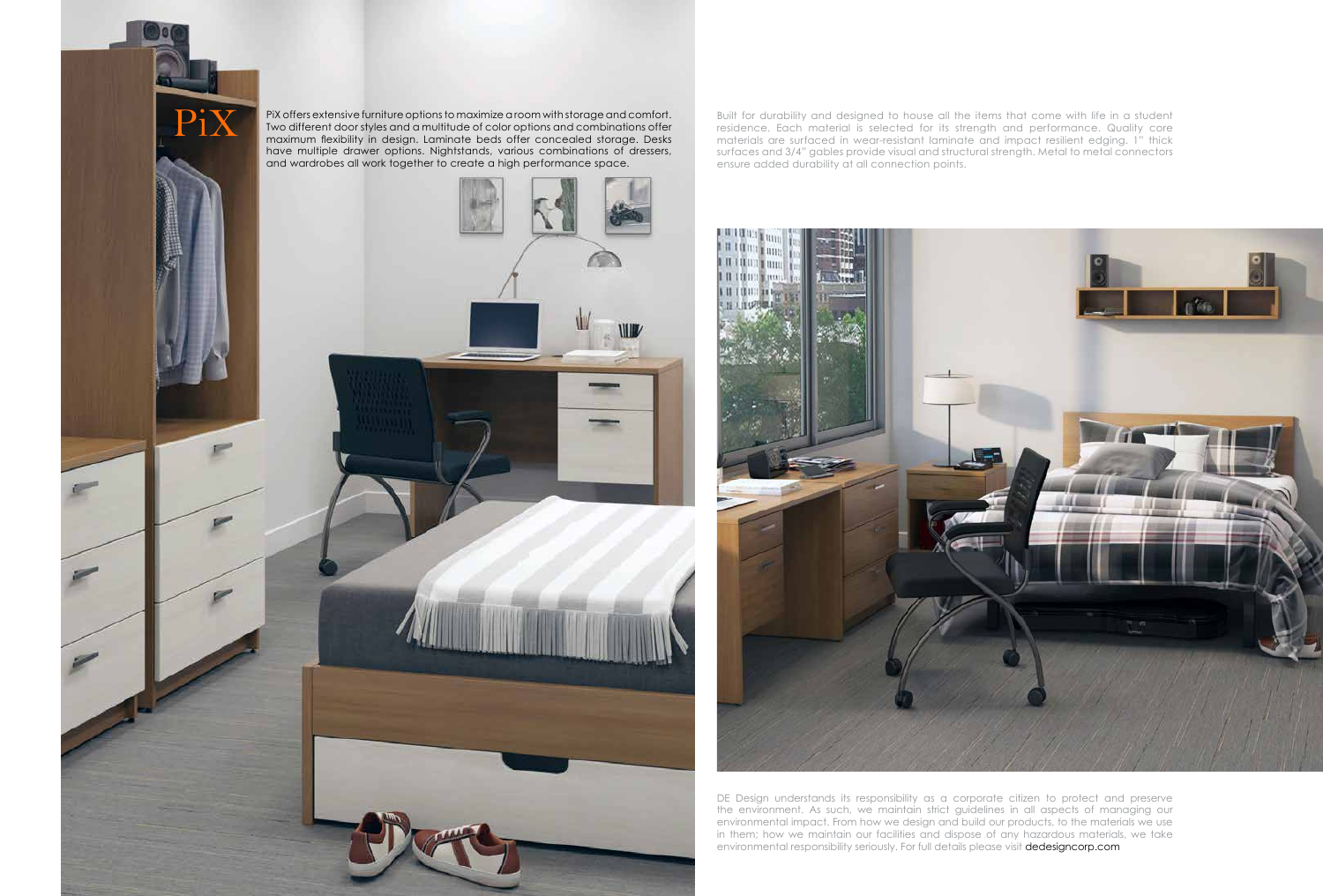# PiX

PiX offers extensive furniture options to maximize a room with storage and comfort. Two different door styles and a multitude of color options and combinations offer maximum flexibility in design. Laminate beds offer concealed storage. Desks have multiple drawer options. Nightstands, various combinations of dressers, and wardrobes all work together to create a high performance space.

Built for durability and designed to house all the items that come with life in a student residence. Each material is selected for its strength and performance. Quality core materials are surfaced in wear-resistant laminate and impact resilient edging. 1" thick surfaces and 3/4" gables provide visual and structural strength. Metal to metal connectors ensure added durability at all connection points.

DE Design understands its responsibility as a corporate citizen to protect and preserve the environment. As such, we maintain strict guidelines in all aspects of managing our environmental impact. From how we design and build our products, to the materials we use in them; how we maintain our facilities and dispose of any hazardous materials, we take environmental responsibility seriously. For full details please visit dedesigncorp.com